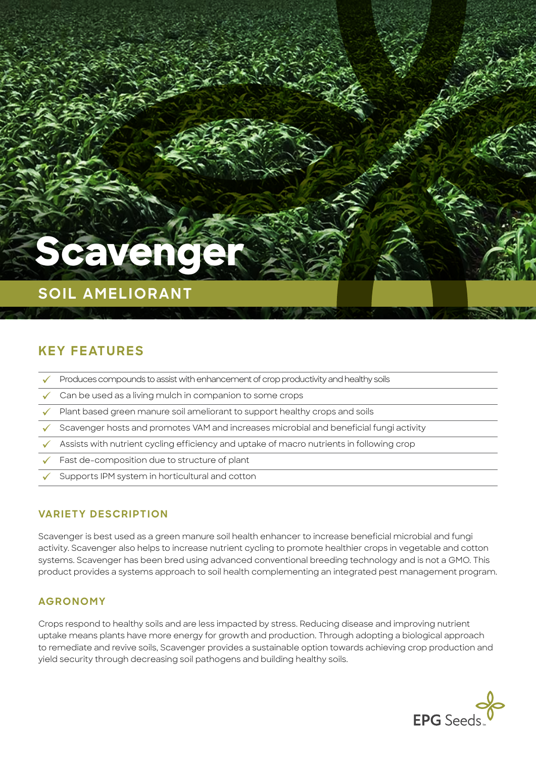# Scavenger

## SOIL AMELIORANT

## KEY FEATURES

- Produces compounds to assist with enhancement of crop productivity and healthy soils
- Can be used as a living mulch in companion to some crops
- Plant based green manure soil ameliorant to support healthy crops and soils
- Scavenger hosts and promotes VAM and increases microbial and beneficial fungi activity
- Assists with nutrient cycling efficiency and uptake of macro nutrients in following crop
- Fast de-composition due to structure of plant
- Supports IPM system in horticultural and cotton

### VARIETY DESCRIPTION

Scavenger is best used as a green manure soil health enhancer to increase beneficial microbial and fungi activity. Scavenger also helps to increase nutrient cycling to promote healthier crops in vegetable and cotton systems. Scavenger has been bred using advanced conventional breeding technology and is not a GMO. This product provides a systems approach to soil health complementing an integrated pest management program.

### AGRONOMY

Crops respond to healthy soils and are less impacted by stress. Reducing disease and improving nutrient uptake means plants have more energy for growth and production. Through adopting a biological approach to remediate and revive soils, Scavenger provides a sustainable option towards achieving crop production and yield security through decreasing soil pathogens and building healthy soils.

EPG Seeds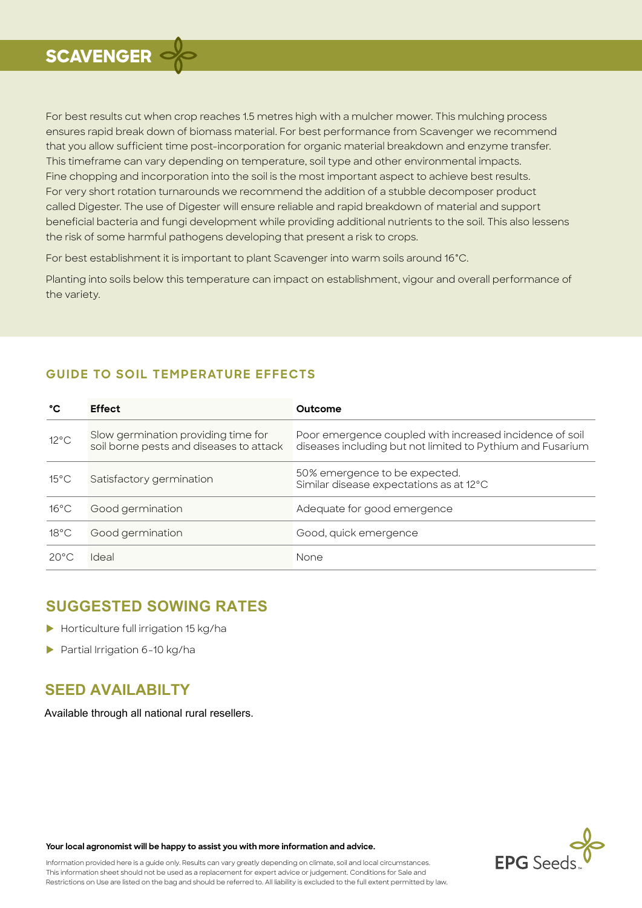# SCAVENGER

For best results cut when crop reaches 1.5 metres high with a mulcher mower. This mulching process ensures rapid break down of biomass material. For best performance from Scavenger we recommend that you allow sufficient time post-incorporation for organic material breakdown and enzyme transfer. This timeframe can vary depending on temperature, soil type and other environmental impacts. Fine chopping and incorporation into the soil is the most important aspect to achieve best results. For very short rotation turnarounds we recommend the addition of a stubble decomposer product called Digester. The use of Digester will ensure reliable and rapid breakdown of material and support beneficial bacteria and fungi development while providing additional nutrients to the soil. This also lessens the risk of some harmful pathogens developing that present a risk to crops.

For best establishment it is important to plant Scavenger into warm soils around 16°C.

Planting into soils below this temperature can impact on establishment, vigour and overall performance of the variety.

## GUIDE TO SOIL TEMPERATURE EFFECTS

| °C | Effect | Outcome |
|---|---|---|
| 12°C | Slow germination providing time for soil borne pests and diseases to attack | Poor emergence coupled with increased incidence of soil diseases including but not limited to Pythium and Fusarium |
| 15°C | Satisfactory germination | 50% emergence to be expected. Similar disease expectations as at 12°C |
| 16°C | Good germination | Adequate for good emergence |
| 18°C | Good germination | Good, quick emergence |
| 20°C | Ideal | None |

## SUGGESTED SOWING RATES

- Horticulture full irrigation 15 kg/ha
- Partial Irrigation 6-10 kg/ha

## SEED AVAILABILTY

Available through all national rural resellers.

**Your local agronomist will be happy to assist you with more information and advice.**

Information provided here is a guide only. Results can vary greatly depending on climate, soil and local circumstances. This information sheet should not be used as a replacement for expert advice or judgement. Conditions for Sale and Restrictions on Use are listed on the bag and should be referred to. All liability is excluded to the full extent permitted by law.

EPG Seeds